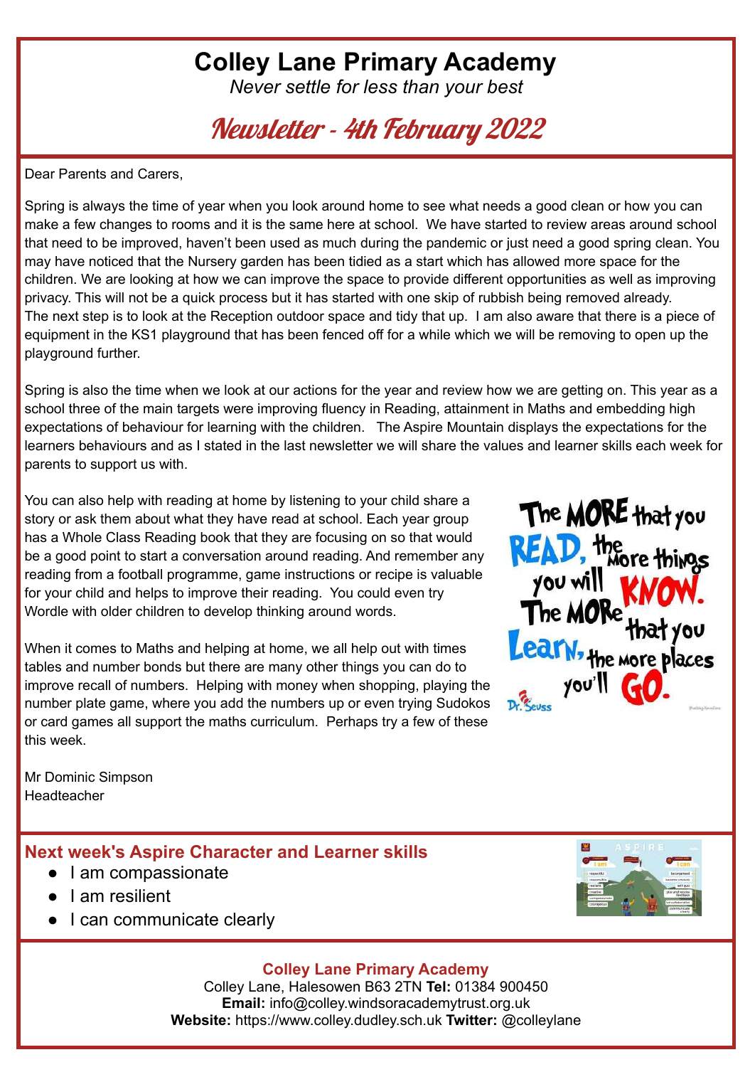# Colley Lane Primary Academy

*Never settle for less than your best*

## Newsletter - 4th February 2022

Dear Parents and Carers,

Spring is always the time of year when you look around home to see what needs a good clean or how you can make a few changes to rooms and it is the same here at school. We have started to review areas around school that need to be improved, haven't been used as much during the pandemic or just need a good spring clean. You may have noticed that the Nursery garden has been tidied as a start which has allowed more space for the children. We are looking at how we can improve the space to provide different opportunities as well as improving privacy. This will not be a quick process but it has started with one skip of rubbish being removed already. The next step is to look at the Reception outdoor space and tidy that up. I am also aware that there is a piece of equipment in the KS1 playground that has been fenced off for a while which we will be removing to open up the playground further.

Spring is also the time when we look at our actions for the year and review how we are getting on. This year as a school three of the main targets were improving fluency in Reading, attainment in Maths and embedding high expectations of behaviour for learning with the children. The Aspire Mountain displays the expectations for the learners behaviours and as I stated in the last newsletter we will share the values and learner skills each week for parents to support us with.

You can also help with reading at home by listening to your child share a story or ask them about what they have read at school. Each year group has a Whole Class Reading book that they are focusing on so that would be a good point to start a conversation around reading. And remember any reading from a football programme, game instructions or recipe is valuable for your child and helps to improve their reading. You could even try Wordle with older children to develop thinking around words.

When it comes to Maths and helping at home, we all help out with times tables and number bonds but there are many other things you can do to improve recall of numbers. Helping with money when shopping, playing the number plate game, where you add the numbers up or even trying Sudokos or card games all support the maths curriculum. Perhaps try a few of these this week.

Mr Dominic Simpson
Headteacher

## Next week's Aspire Character and Learner skills

- I am compassionate
- I am resilient
- I can communicate clearly

**Colley Lane Primary Academy**
Colley Lane, Halesowen B63 2TN **Tel:** 01384 900450
**Email:** info@colley.windsoracademytrust.org.uk
**Website:** https://www.colley.dudley.sch.uk **Twitter:** @colleylane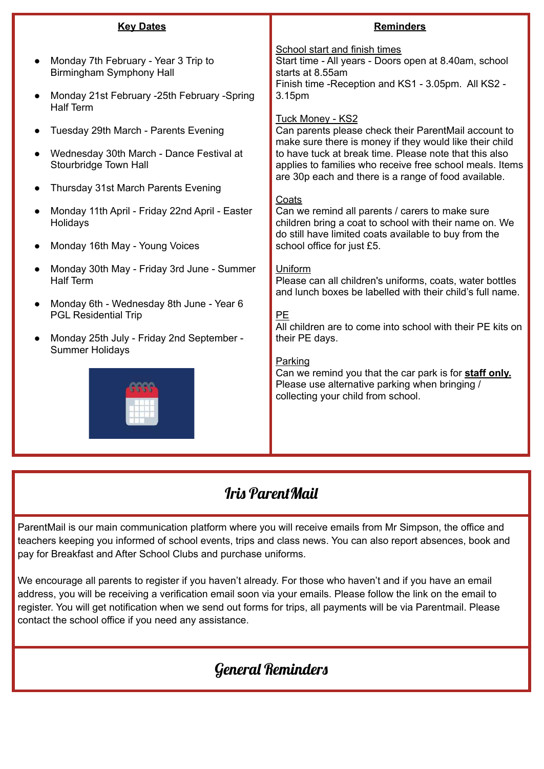## Key Dates

- Monday 7th February - Year 3 Trip to Birmingham Symphony Hall
- Monday 21st February -25th February -Spring Half Term
- Tuesday 29th March - Parents Evening
- Wednesday 30th March - Dance Festival at Stourbridge Town Hall
- Thursday 31st March Parents Evening
- Monday 11th April - Friday 22nd April - Easter Holidays
- Monday 16th May - Young Voices
- Monday 30th May - Friday 3rd June - Summer Half Term
- Monday 6th - Wednesday 8th June - Year 6 PGL Residential Trip
- Monday 25th July - Friday 2nd September - Summer Holidays

## Reminders

School start and finish times

Start time - All years - Doors open at 8.40am, school starts at 8.55am

Finish time -Reception and KS1 - 3.05pm. All KS2 - 3.15pm

Tuck Money - KS2

Can parents please check their ParentMail account to make sure there is money if they would like their child to have tuck at break time. Please note that this also applies to families who receive free school meals. Items are 30p each and there is a range of food available.

Coats

Can we remind all parents / carers to make sure children bring a coat to school with their name on. We do still have limited coats available to buy from the school office for just £5.

Uniform

Please can all children's uniforms, coats, water bottles and lunch boxes be labelled with their child's full name.

PE

All children are to come into school with their PE kits on their PE days.

Parking

Can we remind you that the car park is for **staff only.** Please use alternative parking when bringing / collecting your child from school.

## Iris ParentMail

ParentMail is our main communication platform where you will receive emails from Mr Simpson, the office and teachers keeping you informed of school events, trips and class news. You can also report absences, book and pay for Breakfast and After School Clubs and purchase uniforms.

We encourage all parents to register if you haven't already. For those who haven't and if you have an email address, you will be receiving a verification email soon via your emails. Please follow the link on the email to register. You will get notification when we send out forms for trips, all payments will be via Parentmail. Please contact the school office if you need any assistance.

## General Reminders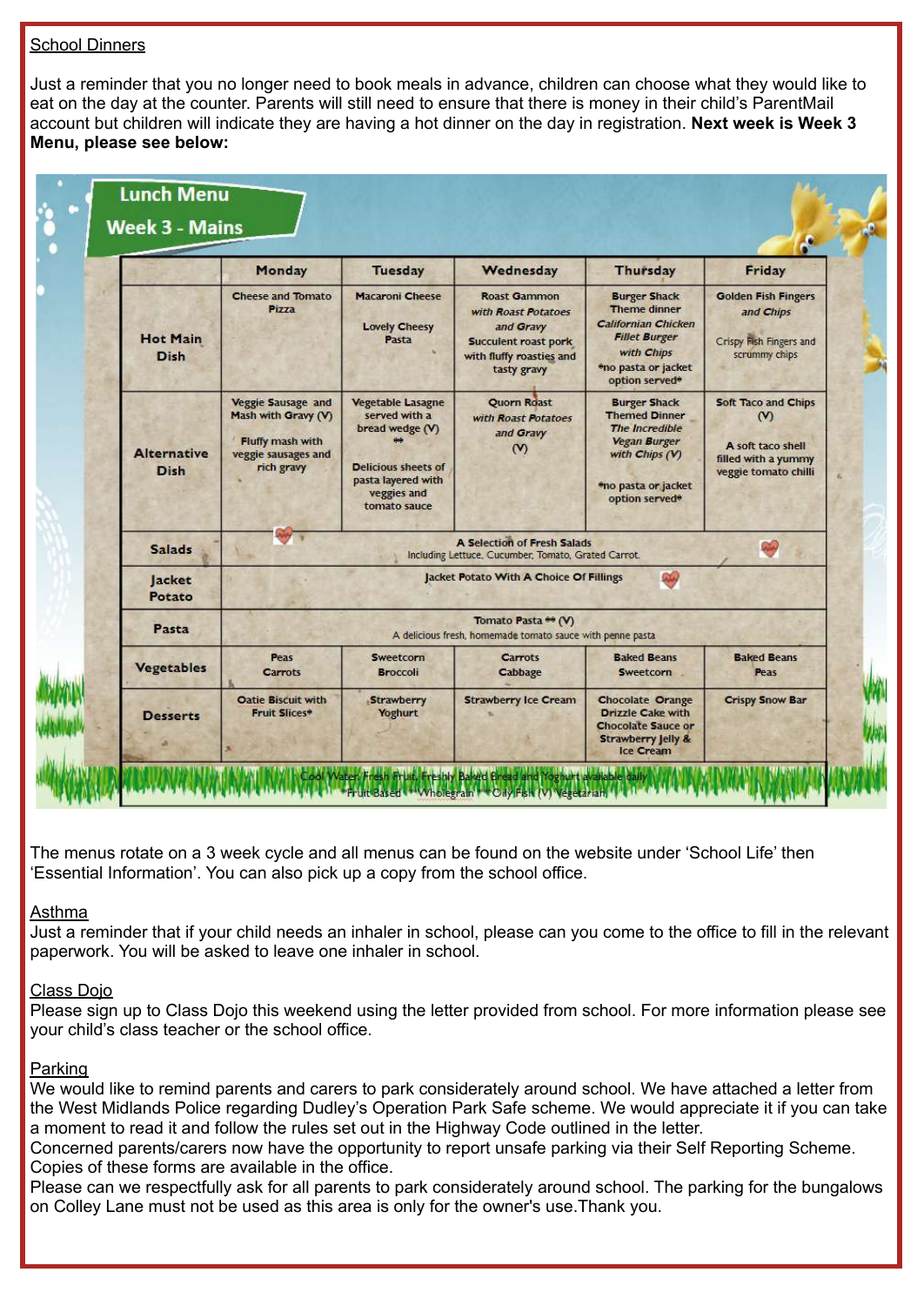School Dinners

Just a reminder that you no longer need to book meals in advance, children can choose what they would like to eat on the day at the counter. Parents will still need to ensure that there is money in their child's ParentMail account but children will indicate they are having a hot dinner on the day in registration. **Next week is Week 3 Menu, please see below:**

**Lunch Menu**
**Week 3 - Mains**

| | Monday | Tuesday | Wednesday | Thursday | Friday |
|---|---|---|---|---|---|
| Hot Main Dish | Cheese and Tomato Pizza | Macaroni Cheese<br><br>Lovely Cheesy Pasta | Roast Gammon *with Roast Potatoes and Gravy*<br>Succulent roast pork with fluffy roasties and tasty gravy | Burger Shack Theme dinner<br>*Californian Chicken Fillet Burger with Chips*<br>*no pasta or jacket option served* | Golden Fish Fingers *and Chips*<br><br>Crispy Fish Fingers and scrummy chips |
| Alternative Dish | Veggie Sausage and Mash with Gravy (V)<br><br>Fluffy mash with veggie sausages and rich gravy | Vegetable Lasagne served with a bread wedge (V) **<br><br>Delicious sheets of pasta layered with veggies and tomato sauce | Quorn Roast *with Roast Potatoes and Gravy* (V) | Burger Shack Themed Dinner<br>*The Incredible Vegan Burger with Chips (V)*<br><br>*no pasta or jacket option served* | Soft Taco and Chips (V)<br><br>A soft taco shell filled with a yummy veggie tomato chilli |
| Salads | A Selection of Fresh Salads<br>Including Lettuce, Cucumber, Tomato, Grated Carrot. | | | | |
| Jacket Potato | Jacket Potato With A Choice Of Fillings | | | | |
| Pasta | Tomato Pasta ** (V)<br>A delicious fresh, homemade tomato sauce with penne pasta | | | | |
| Vegetables | Peas<br>Carrots | Sweetcorn<br>Broccoli | Carrots<br>Cabbage | Baked Beans<br>Sweetcorn | Baked Beans<br>Peas |
| Desserts | Oatie Biscuit with Fruit Slices* | Strawberry Yoghurt | Strawberry Ice Cream | Chocolate Orange Drizzle Cake with Chocolate Sauce or Strawberry Jelly & Ice Cream | Crispy Snow Bar |

Cool Water, Fresh Fruit, Freshly Baked Bread and Yoghurt available daily
*Fruit Based **Wholegrain ***Oily Fish (V) Vegetarian

The menus rotate on a 3 week cycle and all menus can be found on the website under 'School Life' then 'Essential Information'. You can also pick up a copy from the school office.

Asthma

Just a reminder that if your child needs an inhaler in school, please can you come to the office to fill in the relevant paperwork. You will be asked to leave one inhaler in school.

Class Dojo

Please sign up to Class Dojo this weekend using the letter provided from school. For more information please see your child's class teacher or the school office.

Parking

We would like to remind parents and carers to park considerately around school. We have attached a letter from the West Midlands Police regarding Dudley's Operation Park Safe scheme. We would appreciate it if you can take a moment to read it and follow the rules set out in the Highway Code outlined in the letter.
Concerned parents/carers now have the opportunity to report unsafe parking via their Self Reporting Scheme. Copies of these forms are available in the office.
Please can we respectfully ask for all parents to park considerately around school. The parking for the bungalows on Colley Lane must not be used as this area is only for the owner's use.Thank you.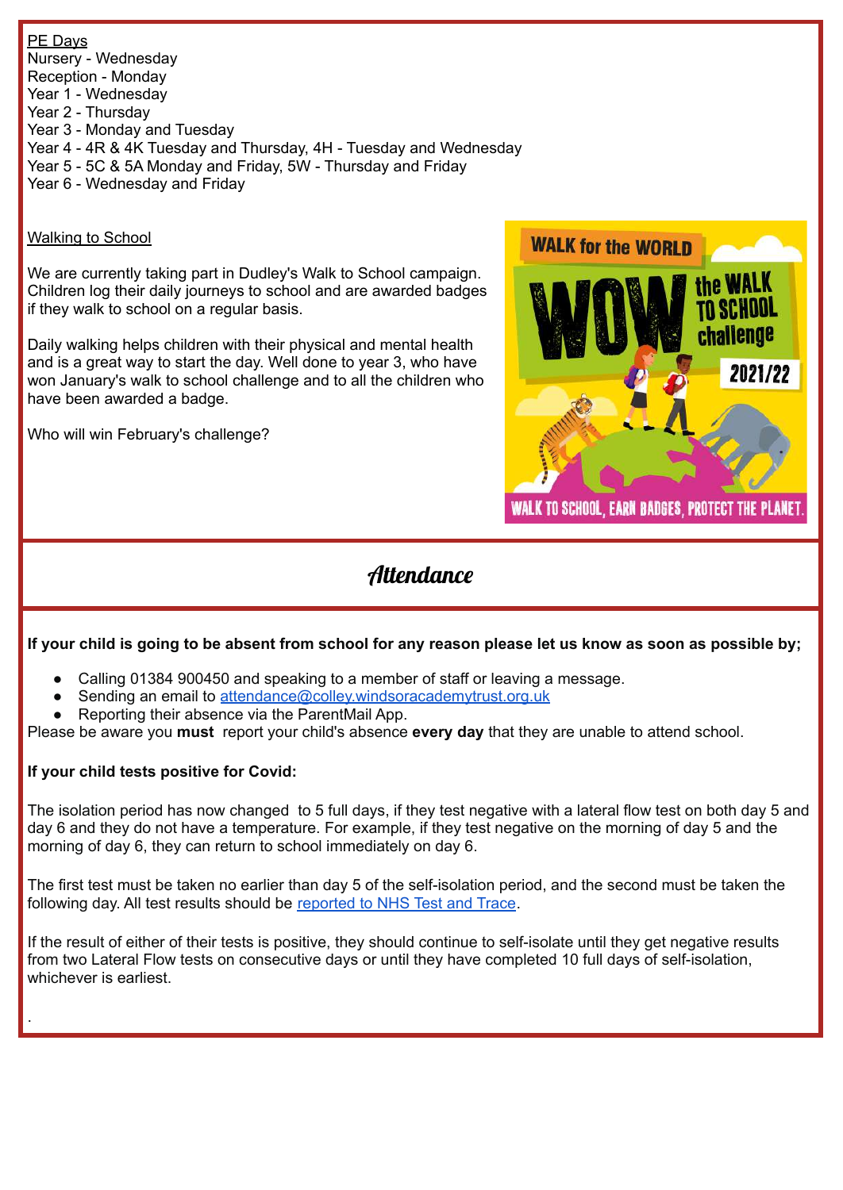PE Days

Nursery - Wednesday
Reception - Monday
Year 1 - Wednesday
Year 2 - Thursday
Year 3 - Monday and Tuesday
Year 4 - 4R & 4K Tuesday and Thursday, 4H - Tuesday and Wednesday
Year 5 - 5C & 5A Monday and Friday, 5W - Thursday and Friday
Year 6 - Wednesday and Friday

Walking to School

We are currently taking part in Dudley's Walk to School campaign. Children log their daily journeys to school and are awarded badges if they walk to school on a regular basis.

Daily walking helps children with their physical and mental health and is a great way to start the day. Well done to year 3, who have won January's walk to school challenge and to all the children who have been awarded a badge.

Who will win February's challenge?

## Attendance

**If your child is going to be absent from school for any reason please let us know as soon as possible by;**

- Calling 01384 900450 and speaking to a member of staff or leaving a message.
- Sending an email to attendance@colley.windsoracademytrust.org.uk
- Reporting their absence via the ParentMail App.

Please be aware you **must** report your child's absence **every day** that they are unable to attend school.

**If your child tests positive for Covid:**

The isolation period has now changed to 5 full days, if they test negative with a lateral flow test on both day 5 and day 6 and they do not have a temperature. For example, if they test negative on the morning of day 5 and the morning of day 6, they can return to school immediately on day 6.

The first test must be taken no earlier than day 5 of the self-isolation period, and the second must be taken the following day. All test results should be reported to NHS Test and Trace.

If the result of either of their tests is positive, they should continue to self-isolate until they get negative results from two Lateral Flow tests on consecutive days or until they have completed 10 full days of self-isolation, whichever is earliest.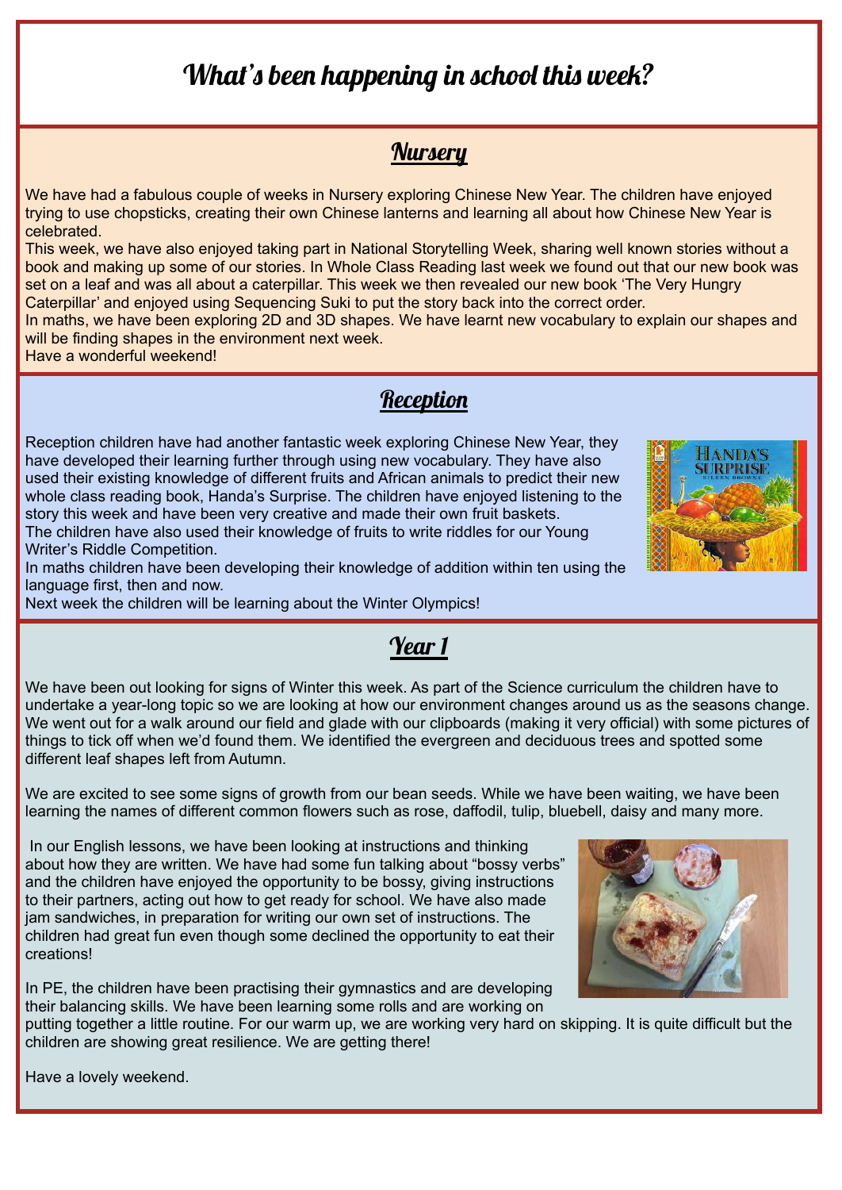# What's been happening in school this week?

## Nursery

We have had a fabulous couple of weeks in Nursery exploring Chinese New Year. The children have enjoyed trying to use chopsticks, creating their own Chinese lanterns and learning all about how Chinese New Year is celebrated.

This week, we have also enjoyed taking part in National Storytelling Week, sharing well known stories without a book and making up some of our stories. In Whole Class Reading last week we found out that our new book was set on a leaf and was all about a caterpillar. This week we then revealed our new book 'The Very Hungry Caterpillar' and enjoyed using Sequencing Suki to put the story back into the correct order.

In maths, we have been exploring 2D and 3D shapes. We have learnt new vocabulary to explain our shapes and will be finding shapes in the environment next week.

Have a wonderful weekend!

## Reception

Reception children have had another fantastic week exploring Chinese New Year, they have developed their learning further through using new vocabulary. They have also used their existing knowledge of different fruits and African animals to predict their new whole class reading book, Handa's Surprise. The children have enjoyed listening to the story this week and have been very creative and made their own fruit baskets.

The children have also used their knowledge of fruits to write riddles for our Young Writer's Riddle Competition.

In maths children have been developing their knowledge of addition within ten using the language first, then and now.

Next week the children will be learning about the Winter Olympics!

## Year 1

We have been out looking for signs of Winter this week. As part of the Science curriculum the children have to undertake a year-long topic so we are looking at how our environment changes around us as the seasons change. We went out for a walk around our field and glade with our clipboards (making it very official) with some pictures of things to tick off when we'd found them. We identified the evergreen and deciduous trees and spotted some different leaf shapes left from Autumn.

We are excited to see some signs of growth from our bean seeds. While we have been waiting, we have been learning the names of different common flowers such as rose, daffodil, tulip, bluebell, daisy and many more.

In our English lessons, we have been looking at instructions and thinking about how they are written. We have had some fun talking about "bossy verbs" and the children have enjoyed the opportunity to be bossy, giving instructions to their partners, acting out how to get ready for school. We have also made jam sandwiches, in preparation for writing our own set of instructions. The children had great fun even though some declined the opportunity to eat their creations!

In PE, the children have been practising their gymnastics and are developing their balancing skills. We have been learning some rolls and are working on putting together a little routine. For our warm up, we are working very hard on skipping. It is quite difficult but the children are showing great resilience. We are getting there!

Have a lovely weekend.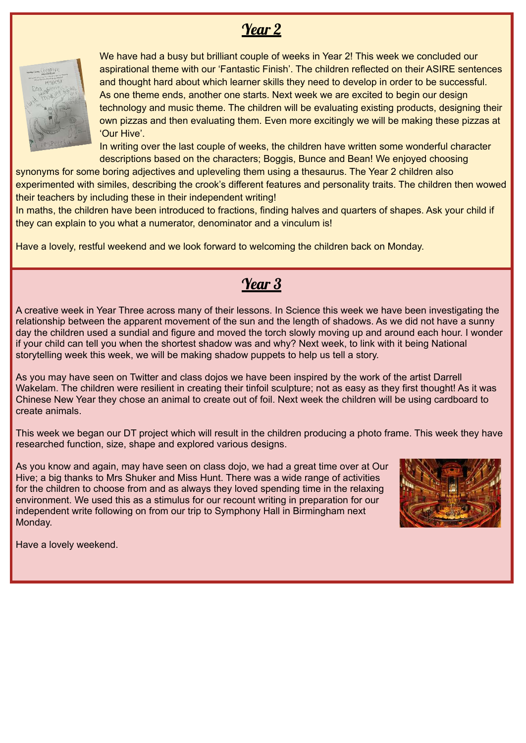## *Year 2*

We have had a busy but brilliant couple of weeks in Year 2! This week we concluded our aspirational theme with our 'Fantastic Finish'. The children reflected on their ASIRE sentences and thought hard about which learner skills they need to develop in order to be successful. As one theme ends, another one starts. Next week we are excited to begin our design technology and music theme. The children will be evaluating existing products, designing their own pizzas and then evaluating them. Even more excitingly we will be making these pizzas at 'Our Hive'.

In writing over the last couple of weeks, the children have written some wonderful character descriptions based on the characters; Boggis, Bunce and Bean! We enjoyed choosing synonyms for some boring adjectives and upleveling them using a thesaurus. The Year 2 children also experimented with similes, describing the crook's different features and personality traits. The children then wowed their teachers by including these in their independent writing!

In maths, the children have been introduced to fractions, finding halves and quarters of shapes. Ask your child if they can explain to you what a numerator, denominator and a vinculum is!

Have a lovely, restful weekend and we look forward to welcoming the children back on Monday.

## *Year 3*

A creative week in Year Three across many of their lessons. In Science this week we have been investigating the relationship between the apparent movement of the sun and the length of shadows. As we did not have a sunny day the children used a sundial and figure and moved the torch slowly moving up and around each hour. I wonder if your child can tell you when the shortest shadow was and why? Next week, to link with it being National storytelling week this week, we will be making shadow puppets to help us tell a story.

As you may have seen on Twitter and class dojos we have been inspired by the work of the artist Darrell Wakelam. The children were resilient in creating their tinfoil sculpture; not as easy as they first thought! As it was Chinese New Year they chose an animal to create out of foil. Next week the children will be using cardboard to create animals.

This week we began our DT project which will result in the children producing a photo frame. This week they have researched function, size, shape and explored various designs.

As you know and again, may have seen on class dojo, we had a great time over at Our Hive; a big thanks to Mrs Shuker and Miss Hunt. There was a wide range of activities for the children to choose from and as always they loved spending time in the relaxing environment. We used this as a stimulus for our recount writing in preparation for our independent write following on from our trip to Symphony Hall in Birmingham next Monday.

Have a lovely weekend.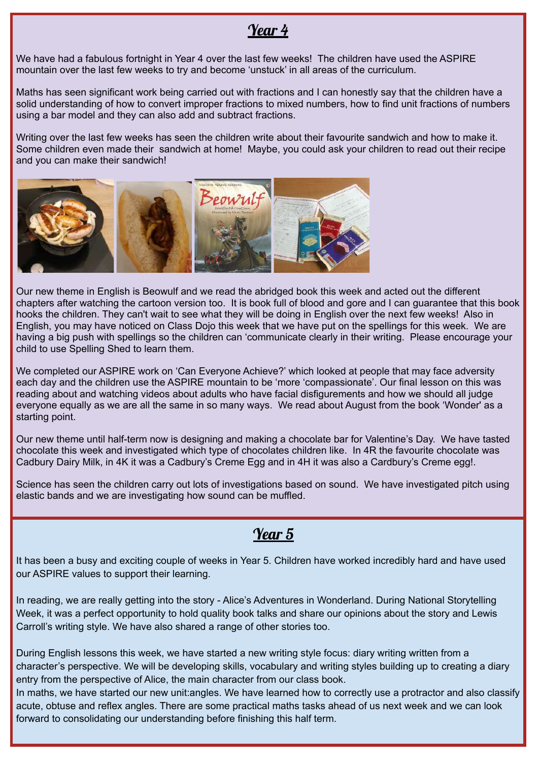## Year 4

We have had a fabulous fortnight in Year 4 over the last few weeks! The children have used the ASPIRE mountain over the last few weeks to try and become 'unstuck' in all areas of the curriculum.

Maths has seen significant work being carried out with fractions and I can honestly say that the children have a solid understanding of how to convert improper fractions to mixed numbers, how to find unit fractions of numbers using a bar model and they can also add and subtract fractions.

Writing over the last few weeks has seen the children write about their favourite sandwich and how to make it. Some children even made their sandwich at home! Maybe, you could ask your children to read out their recipe and you can make their sandwich!

Our new theme in English is Beowulf and we read the abridged book this week and acted out the different chapters after watching the cartoon version too. It is book full of blood and gore and I can guarantee that this book hooks the children. They can't wait to see what they will be doing in English over the next few weeks! Also in English, you may have noticed on Class Dojo this week that we have put on the spellings for this week. We are having a big push with spellings so the children can 'communicate clearly in their writing. Please encourage your child to use Spelling Shed to learn them.

We completed our ASPIRE work on 'Can Everyone Achieve?' which looked at people that may face adversity each day and the children use the ASPIRE mountain to be 'more 'compassionate'. Our final lesson on this was reading about and watching videos about adults who have facial disfigurements and how we should all judge everyone equally as we are all the same in so many ways. We read about August from the book 'Wonder' as a starting point.

Our new theme until half-term now is designing and making a chocolate bar for Valentine's Day. We have tasted chocolate this week and investigated which type of chocolates children like. In 4R the favourite chocolate was Cadbury Dairy Milk, in 4K it was a Cadbury's Creme Egg and in 4H it was also a Cardbury's Creme egg!.

Science has seen the children carry out lots of investigations based on sound. We have investigated pitch using elastic bands and we are investigating how sound can be muffled.

## Year 5

It has been a busy and exciting couple of weeks in Year 5. Children have worked incredibly hard and have used our ASPIRE values to support their learning.

In reading, we are really getting into the story - Alice's Adventures in Wonderland. During National Storytelling Week, it was a perfect opportunity to hold quality book talks and share our opinions about the story and Lewis Carroll's writing style. We have also shared a range of other stories too.

During English lessons this week, we have started a new writing style focus: diary writing written from a character's perspective. We will be developing skills, vocabulary and writing styles building up to creating a diary entry from the perspective of Alice, the main character from our class book.

In maths, we have started our new unit:angles. We have learned how to correctly use a protractor and also classify acute, obtuse and reflex angles. There are some practical maths tasks ahead of us next week and we can look forward to consolidating our understanding before finishing this half term.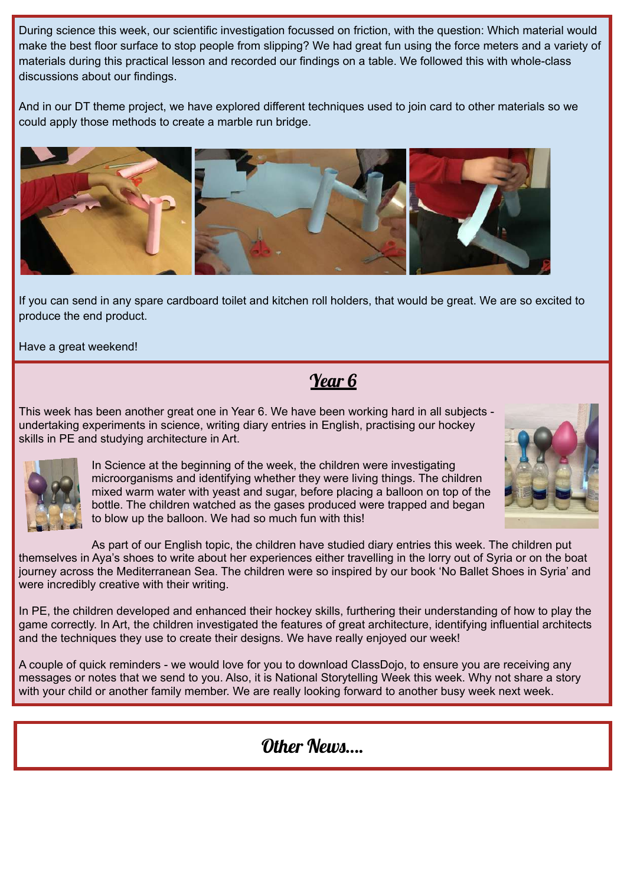During science this week, our scientific investigation focussed on friction, with the question: Which material would make the best floor surface to stop people from slipping? We had great fun using the force meters and a variety of materials during this practical lesson and recorded our findings on a table. We followed this with whole-class discussions about our findings.

And in our DT theme project, we have explored different techniques used to join card to other materials so we could apply those methods to create a marble run bridge.

If you can send in any spare cardboard toilet and kitchen roll holders, that would be great. We are so excited to produce the end product.

Have a great weekend!

## *Year 6*

This week has been another great one in Year 6. We have been working hard in all subjects - undertaking experiments in science, writing diary entries in English, practising our hockey skills in PE and studying architecture in Art.

In Science at the beginning of the week, the children were investigating microorganisms and identifying whether they were living things. The children mixed warm water with yeast and sugar, before placing a balloon on top of the bottle. The children watched as the gases produced were trapped and began to blow up the balloon. We had so much fun with this!

As part of our English topic, the children have studied diary entries this week. The children put themselves in Aya's shoes to write about her experiences either travelling in the lorry out of Syria or on the boat journey across the Mediterranean Sea. The children were so inspired by our book 'No Ballet Shoes in Syria' and were incredibly creative with their writing.

In PE, the children developed and enhanced their hockey skills, furthering their understanding of how to play the game correctly. In Art, the children investigated the features of great architecture, identifying influential architects and the techniques they use to create their designs. We have really enjoyed our week!

A couple of quick reminders - we would love for you to download ClassDojo, to ensure you are receiving any messages or notes that we send to you. Also, it is National Storytelling Week this week. Why not share a story with your child or another family member. We are really looking forward to another busy week next week.

## *Other News....*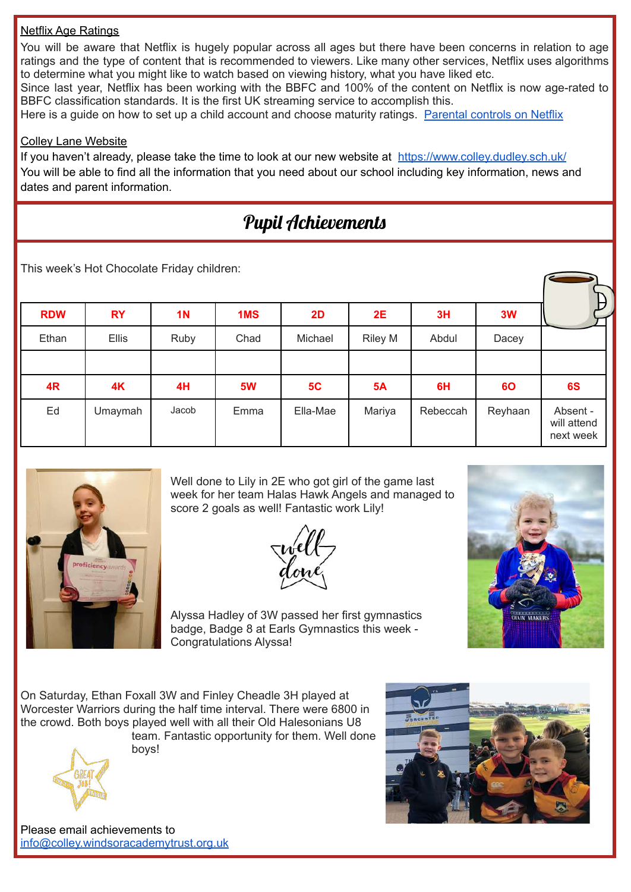## Netflix Age Ratings

You will be aware that Netflix is hugely popular across all ages but there have been concerns in relation to age ratings and the type of content that is recommended to viewers. Like many other services, Netflix uses algorithms to determine what you might like to watch based on viewing history, what you have liked etc.

Since last year, Netflix has been working with the BBFC and 100% of the content on Netflix is now age-rated to BBFC classification standards. It is the first UK streaming service to accomplish this.

Here is a guide on how to set up a child account and choose maturity ratings. [Parental controls on Netflix]

## Colley Lane Website

If you haven't already, please take the time to look at our new website at https://www.colley.dudley.sch.uk/

You will be able to find all the information that you need about our school including key information, news and dates and parent information.

# Pupil Achievements

This week's Hot Chocolate Friday children:

| RDW | RY | 1N | 1MS | 2D | 2E | 3H | 3W | |
|---|---|---|---|---|---|---|---|---|
| Ethan | Ellis | Ruby | Chad | Michael | Riley M | Abdul | Dacey | |
| | | | | | | | | |
| **4R** | **4K** | **4H** | **5W** | **5C** | **5A** | **6H** | **6O** | **6S** |
| Ed | Umaymah | Jacob | Emma | Ella-Mae | Mariya | Rebeccah | Reyhaan | Absent - will attend next week |

Well done to Lily in 2E who got girl of the game last week for her team Halas Hawk Angels and managed to score 2 goals as well! Fantastic work Lily!

Alyssa Hadley of 3W passed her first gymnastics badge, Badge 8 at Earls Gymnastics this week - Congratulations Alyssa!

On Saturday, Ethan Foxall 3W and Finley Cheadle 3H played at Worcester Warriors during the half time interval. There were 6800 in the crowd. Both boys played well with all their Old Halesonians U8 team. Fantastic opportunity for them. Well done boys!

Please email achievements to info@colley.windsoracademytrust.org.uk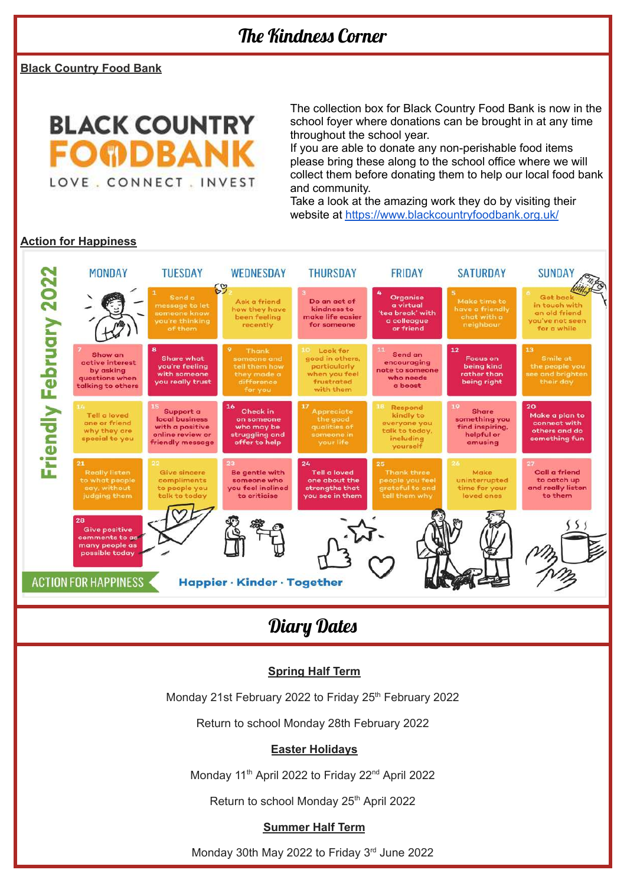# The Kindness Corner

**Black Country Food Bank**

BLACK COUNTRY FOODBANK

LOVE . CONNECT . INVEST

The collection box for Black Country Food Bank is now in the school foyer where donations can be brought in at any time throughout the school year.

If you are able to donate any non-perishable food items please bring these along to the school office where we will collect them before donating them to help our local food bank and community.

Take a look at the amazing work they do by visiting their website at https://www.blackcountryfoodbank.org.uk/

**Action for Happiness**

## Friendly February 2022

| MONDAY | TUESDAY | WEDNESDAY | THURSDAY | FRIDAY | SATURDAY | SUNDAY |
|---|---|---|---|---|---|---|
| | 1 Send a message to let someone know you're thinking of them | 2 Ask a friend how they have been feeling recently | 3 Do an act of kindness to make life easier for someone | 4 Organise a virtual 'tea break' with a colleague or friend | 5 Make time to have a friendly chat with a neighbour | 6 Get back in touch with an old friend you've not seen for a while |
| 7 Show an active interest by asking questions when talking to others | 8 Share what you're feeling with someone you really trust | 9 Thank someone and tell them how they made a difference for you | 10 Look for good in others, particularly when you feel frustrated with them | 11 Send an encouraging note to someone who needs a boost | 12 Focus on being kind rather than being right | 13 Smile at the people you see and brighten their day |
| 14 Tell a loved one or friend why they are special to you | 15 Support a local business with a positive online review or friendly message | 16 Check in on someone who may be struggling and offer to help | 17 Appreciate the good qualities of someone in your life | 18 Respond kindly to everyone you talk to today, including yourself | 19 Share something you find inspiring, helpful or amusing | 20 Make a plan to connect with others and do something fun |
| 21 Really listen to what people say, without judging them | 22 Give sincere compliments to people you talk to today | 23 Be gentle with someone who you feel inclined to criticise | 24 Tell a loved one about the strengths that you see in them | 25 Thank three people you feel grateful to and tell them why | 26 Make uninterrupted time for your loved ones | 27 Call a friend to catch up and really listen to them |
| 28 Give positive comments to as many people as possible today | | | | | | |

ACTION FOR HAPPINESS — Happier · Kinder · Together

# Diary Dates

**Spring Half Term**

Monday 21st February 2022 to Friday 25th February 2022

Return to school Monday 28th February 2022

**Easter Holidays**

Monday 11th April 2022 to Friday 22nd April 2022

Return to school Monday 25th April 2022

**Summer Half Term**

Monday 30th May 2022 to Friday 3rd June 2022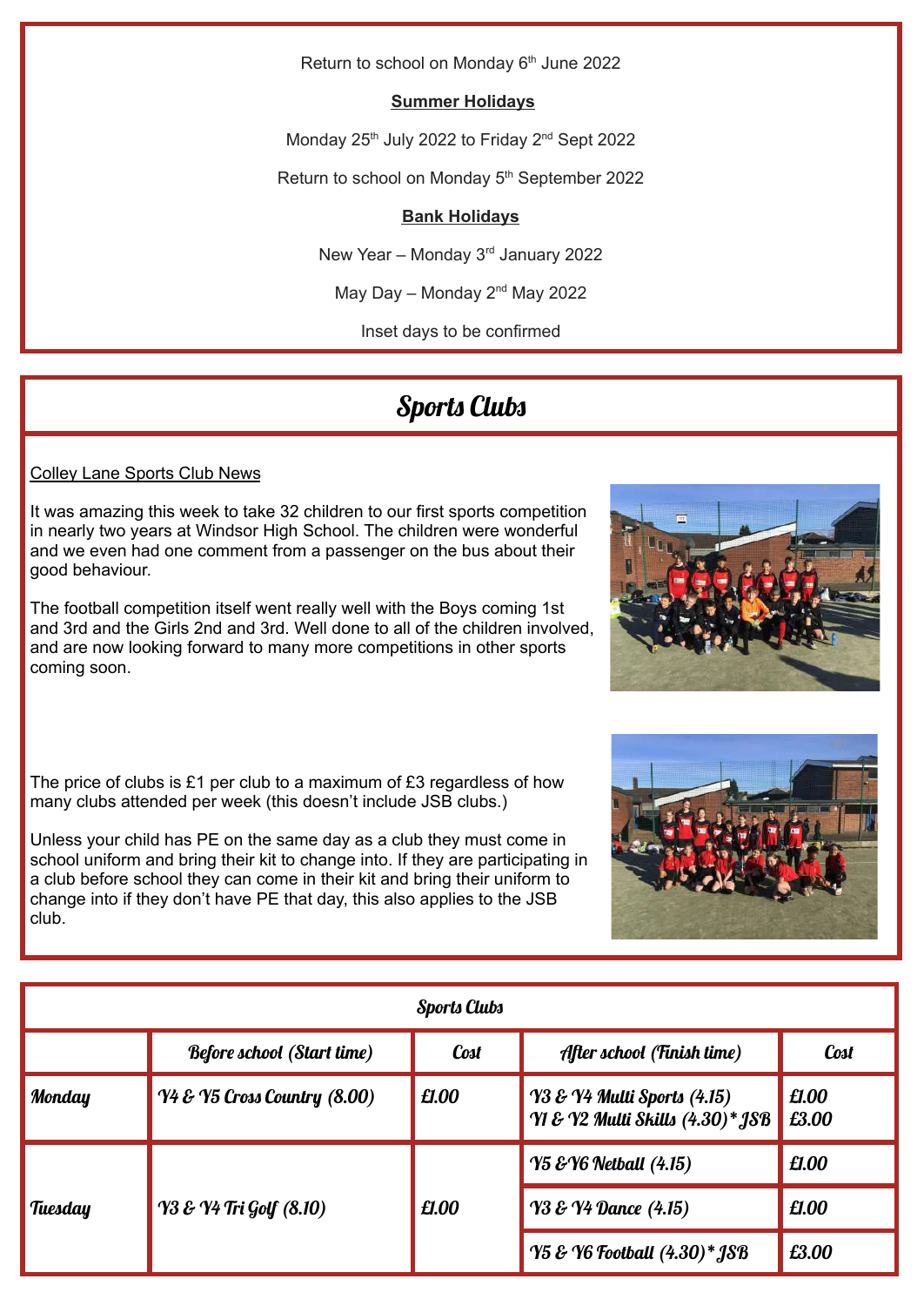Return to school on Monday 6th June 2022

**Summer Holidays**

Monday 25th July 2022 to Friday 2nd Sept 2022

Return to school on Monday 5th September 2022

**Bank Holidays**

New Year – Monday 3rd January 2022

May Day – Monday 2nd May 2022

Inset days to be confirmed

## Sports Clubs

Colley Lane Sports Club News

It was amazing this week to take 32 children to our first sports competition in nearly two years at Windsor High School. The children were wonderful and we even had one comment from a passenger on the bus about their good behaviour.

The football competition itself went really well with the Boys coming 1st and 3rd and the Girls 2nd and 3rd. Well done to all of the children involved, and are now looking forward to many more competitions in other sports coming soon.

The price of clubs is £1 per club to a maximum of £3 regardless of how many clubs attended per week (this doesn't include JSB clubs.)

Unless your child has PE on the same day as a club they must come in school uniform and bring their kit to change into. If they are participating in a club before school they can come in their kit and bring their uniform to change into if they don't have PE that day, this also applies to the JSB club.

| Sports Clubs | | | | |
|---|---|---|---|---|
| | Before school (Start time) | Cost | After school (Finish time) | Cost |
| Monday | Y4 & Y5 Cross Country (8.00) | £1.00 | Y3 & Y4 Multi Sports (4.15)<br>Y1 & Y2 Multi Skills (4.30)* JSB | £1.00<br>£3.00 |
| Tuesday | Y3 & Y4 Tri Golf (8.10) | £1.00 | Y5 &Y6 Netball (4.15) | £1.00 |
| | | | Y3 & Y4 Dance (4.15) | £1.00 |
| | | | Y5 & Y6 Football (4.30)* JSB | £3.00 |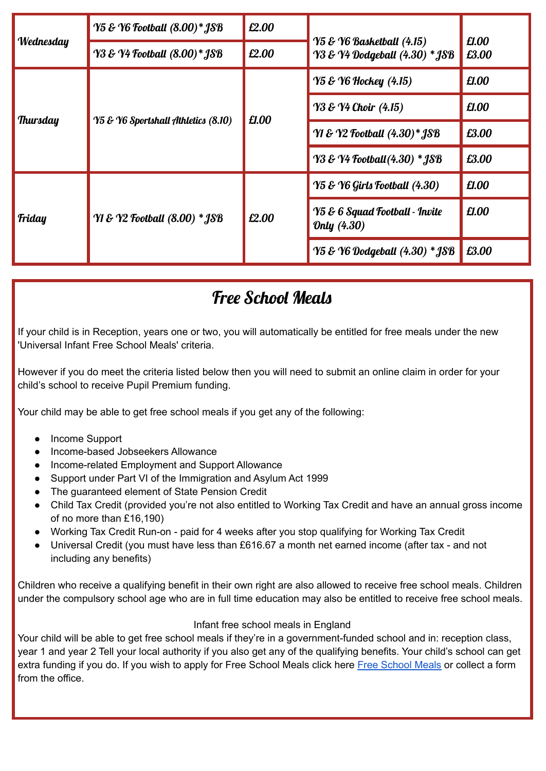| | | | | |
|---|---|---|---|---|
| Wednesday | Y5 & Y6 Football (8.00)* JSB | £2.00 | Y5 & Y6 Basketball (4.15)<br>Y3 & Y4 Dodgeball (4.30) * JSB | £1.00<br>£3.00 |
| | Y3 & Y4 Football (8.00)* JSB | £2.00 | | |
| Thursday | Y5 & Y6 Sportshall Athletics (8.10) | £1.00 | Y5 & Y6 Hockey (4.15) | £1.00 |
| | | | Y3 & Y4 Choir (4.15) | £1.00 |
| | | | Y1 & Y2 Football (4.30)* JSB | £3.00 |
| | | | Y3 & Y4 Football(4.30) * JSB | £3.00 |
| Friday | Y1 & Y2 Football (8.00) * JSB | £2.00 | Y5 & Y6 Girls Football (4.30) | £1.00 |
| | | | Y5 & 6 Squad Football - Invite Only (4.30) | £1.00 |
| | | | Y5 & Y6 Dodgeball (4.30) * JSB | £3.00 |

# Free School Meals

If your child is in Reception, years one or two, you will automatically be entitled for free meals under the new 'Universal Infant Free School Meals' criteria.

However if you do meet the criteria listed below then you will need to submit an online claim in order for your child's school to receive Pupil Premium funding.

Your child may be able to get free school meals if you get any of the following:

- Income Support
- Income-based Jobseekers Allowance
- Income-related Employment and Support Allowance
- Support under Part VI of the Immigration and Asylum Act 1999
- The guaranteed element of State Pension Credit
- Child Tax Credit (provided you're not also entitled to Working Tax Credit and have an annual gross income of no more than £16,190)
- Working Tax Credit Run-on - paid for 4 weeks after you stop qualifying for Working Tax Credit
- Universal Credit (you must have less than £616.67 a month net earned income (after tax - and not including any benefits)

Children who receive a qualifying benefit in their own right are also allowed to receive free school meals. Children under the compulsory school age who are in full time education may also be entitled to receive free school meals.

Infant free school meals in England

Your child will be able to get free school meals if they're in a government-funded school and in: reception class, year 1 and year 2 Tell your local authority if you also get any of the qualifying benefits. Your child's school can get extra funding if you do. If you wish to apply for Free School Meals click here Free School Meals or collect a form from the office.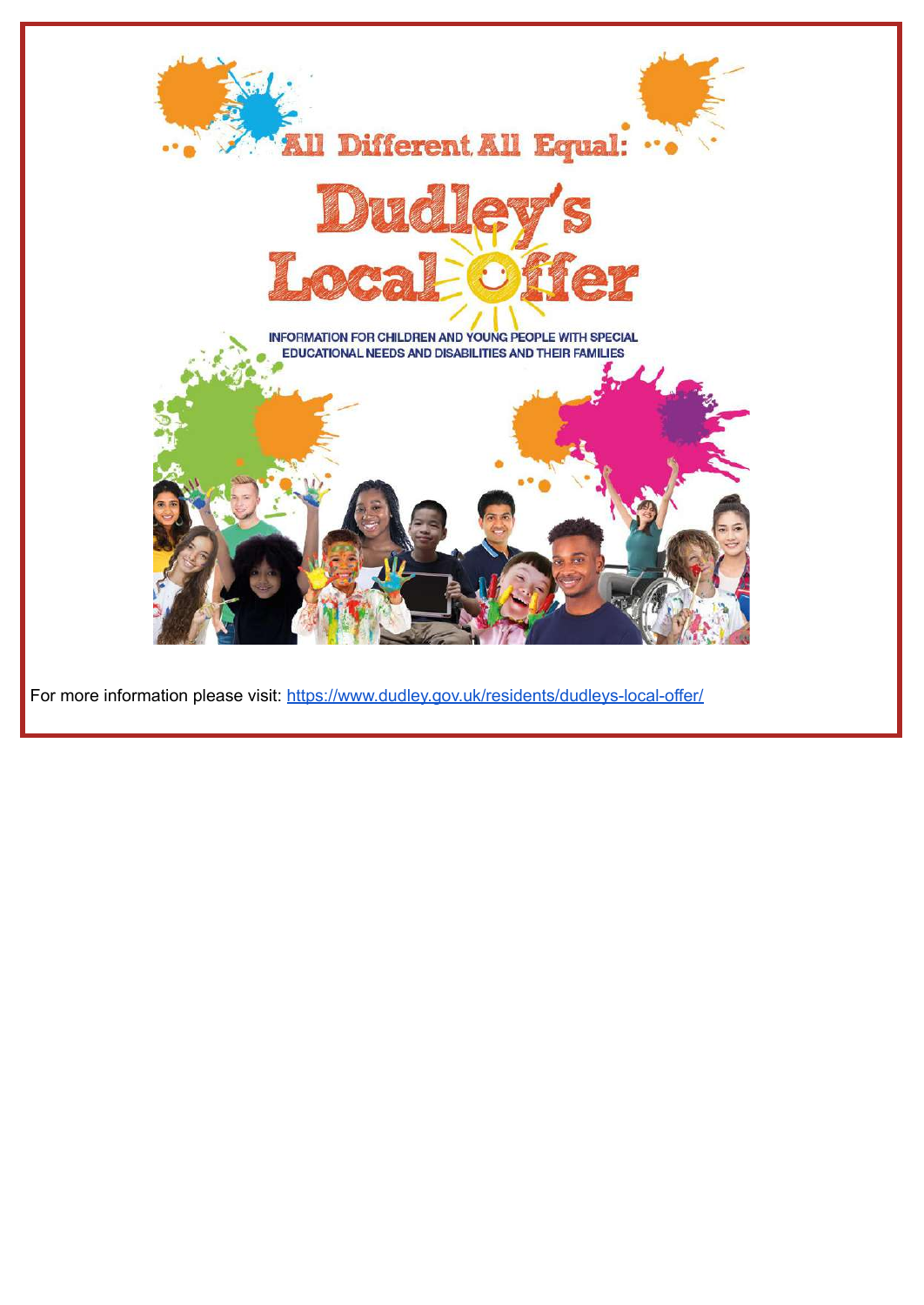All Different All Equal:

# Dudley's Local Offer

INFORMATION FOR CHILDREN AND YOUNG PEOPLE WITH SPECIAL EDUCATIONAL NEEDS AND DISABILITIES AND THEIR FAMILIES

For more information please visit: https://www.dudley.gov.uk/residents/dudleys-local-offer/